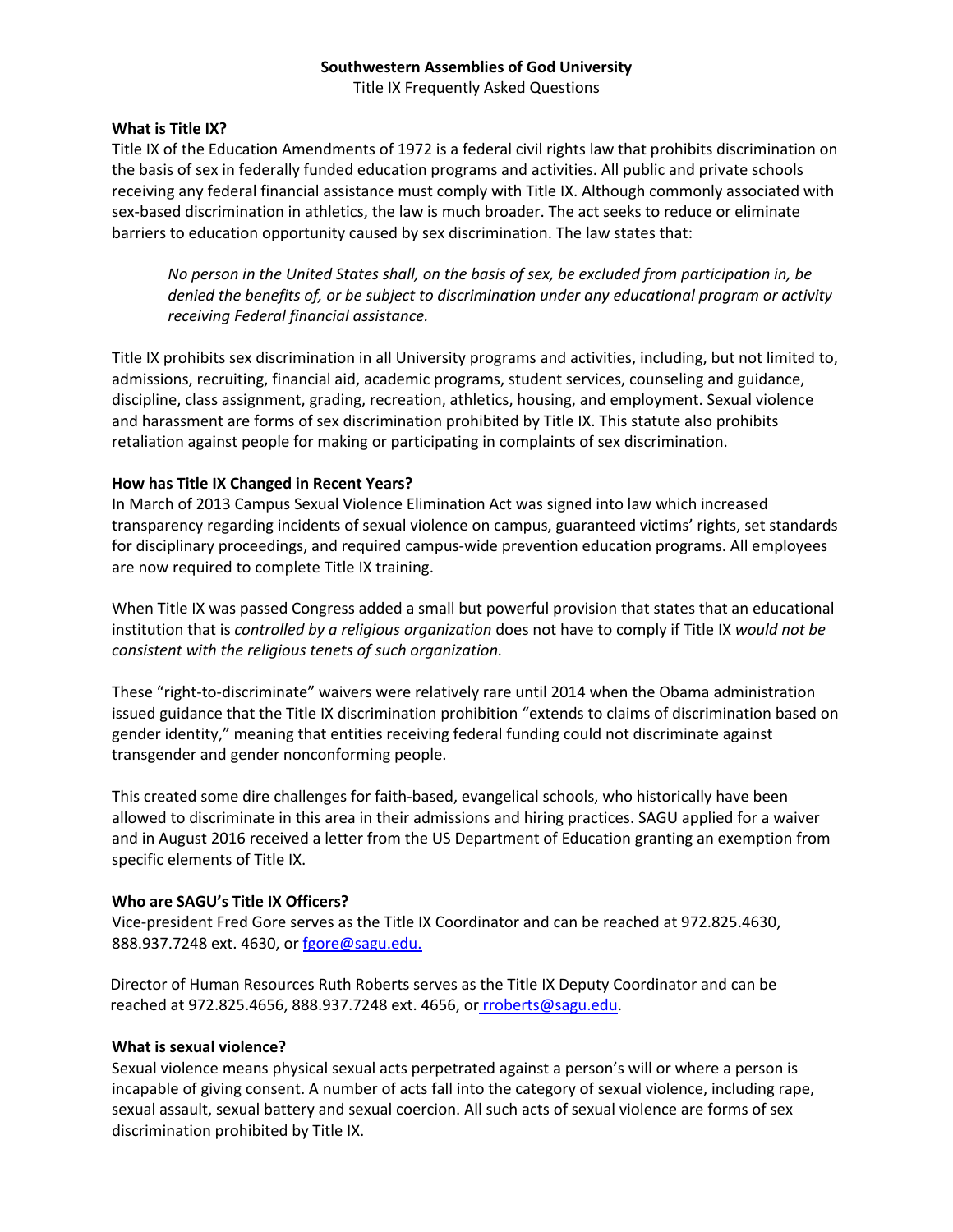**Southwestern Assemblies of God University**

Title IX Frequently Asked Questions

**What is Title IX?**

Title IX of the Education Amendments of 1972 is a federal civil rights law that prohibits discrimination on the basis of sex in federally funded education programs and activities. All public and private schools receiving any federal financial assistance must comply with Title IX. Although commonly associated with sex-based discrimination in athletics, the law is much broader. The act seeks to reduce or eliminate barriers to education opportunity caused by sex discrimination. The law states that:

> *No person in the United States shall, on the basis of sex, be excluded from participation in, be denied the benefits of, or be subject to discrimination under any educational program or activity receiving Federal financial assistance.*

Title IX prohibits sex discrimination in all University programs and activities, including, but not limited to, admissions, recruiting, financial aid, academic programs, student services, counseling and guidance, discipline, class assignment, grading, recreation, athletics, housing, and employment. Sexual violence and harassment are forms of sex discrimination prohibited by Title IX. This statute also prohibits retaliation against people for making or participating in complaints of sex discrimination.

**How has Title IX Changed in Recent Years?**

In March of 2013 Campus Sexual Violence Elimination Act was signed into law which increased transparency regarding incidents of sexual violence on campus, guaranteed victims' rights, set standards for disciplinary proceedings, and required campus-wide prevention education programs. All employees are now required to complete Title IX training.

When Title IX was passed Congress added a small but powerful provision that states that an educational institution that is *controlled by a religious organization* does not have to comply if Title IX *would not be consistent with the religious tenets of such organization.*

These "right-to-discriminate" waivers were relatively rare until 2014 when the Obama administration issued guidance that the Title IX discrimination prohibition "extends to claims of discrimination based on gender identity," meaning that entities receiving federal funding could not discriminate against transgender and gender nonconforming people.

This created some dire challenges for faith-based, evangelical schools, who historically have been allowed to discriminate in this area in their admissions and hiring practices. SAGU applied for a waiver and in August 2016 received a letter from the US Department of Education granting an exemption from specific elements of Title IX.

**Who are SAGU's Title IX Officers?**

Vice-president Fred Gore serves as the Title IX Coordinator and can be reached at 972.825.4630, 888.937.7248 ext. 4630, or fgore@sagu.edu.

Director of Human Resources Ruth Roberts serves as the Title IX Deputy Coordinator and can be reached at 972.825.4656, 888.937.7248 ext. 4656, or rroberts@sagu.edu.

**What is sexual violence?**

Sexual violence means physical sexual acts perpetrated against a person's will or where a person is incapable of giving consent. A number of acts fall into the category of sexual violence, including rape, sexual assault, sexual battery and sexual coercion. All such acts of sexual violence are forms of sex discrimination prohibited by Title IX.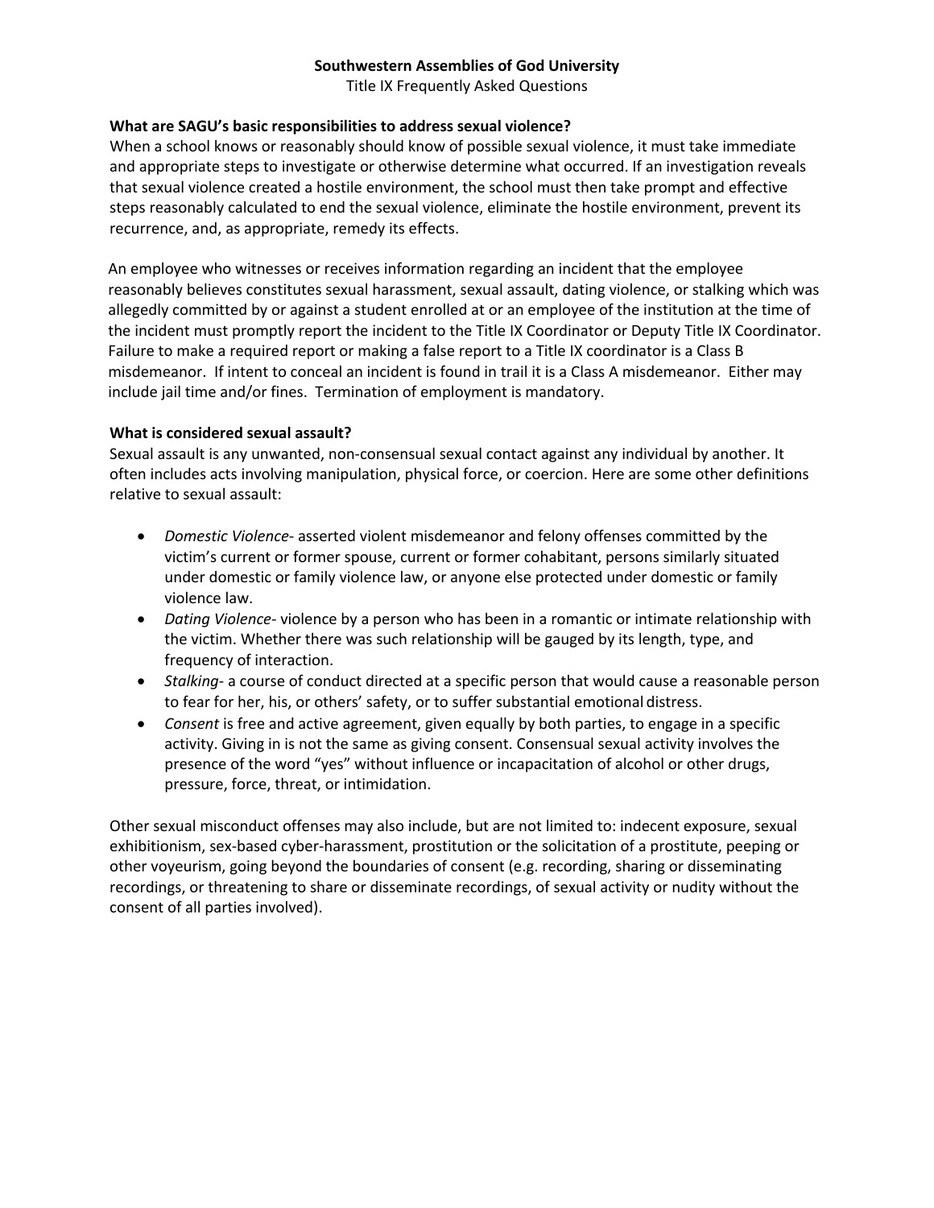**Southwestern Assemblies of God University**

Title IX Frequently Asked Questions

**What are SAGU's basic responsibilities to address sexual violence?**

When a school knows or reasonably should know of possible sexual violence, it must take immediate and appropriate steps to investigate or otherwise determine what occurred. If an investigation reveals that sexual violence created a hostile environment, the school must then take prompt and effective steps reasonably calculated to end the sexual violence, eliminate the hostile environment, prevent its recurrence, and, as appropriate, remedy its effects.

An employee who witnesses or receives information regarding an incident that the employee reasonably believes constitutes sexual harassment, sexual assault, dating violence, or stalking which was allegedly committed by or against a student enrolled at or an employee of the institution at the time of the incident must promptly report the incident to the Title IX Coordinator or Deputy Title IX Coordinator. Failure to make a required report or making a false report to a Title IX coordinator is a Class B misdemeanor. If intent to conceal an incident is found in trail it is a Class A misdemeanor. Either may include jail time and/or fines. Termination of employment is mandatory.

**What is considered sexual assault?**

Sexual assault is any unwanted, non-consensual sexual contact against any individual by another. It often includes acts involving manipulation, physical force, or coercion. Here are some other definitions relative to sexual assault:

- *Domestic Violence*- asserted violent misdemeanor and felony offenses committed by the victim's current or former spouse, current or former cohabitant, persons similarly situated under domestic or family violence law, or anyone else protected under domestic or family violence law.
- *Dating Violence*- violence by a person who has been in a romantic or intimate relationship with the victim. Whether there was such relationship will be gauged by its length, type, and frequency of interaction.
- *Stalking*- a course of conduct directed at a specific person that would cause a reasonable person to fear for her, his, or others' safety, or to suffer substantial emotional distress.
- *Consent* is free and active agreement, given equally by both parties, to engage in a specific activity. Giving in is not the same as giving consent. Consensual sexual activity involves the presence of the word "yes" without influence or incapacitation of alcohol or other drugs, pressure, force, threat, or intimidation.

Other sexual misconduct offenses may also include, but are not limited to: indecent exposure, sexual exhibitionism, sex-based cyber-harassment, prostitution or the solicitation of a prostitute, peeping or other voyeurism, going beyond the boundaries of consent (e.g. recording, sharing or disseminating recordings, or threatening to share or disseminate recordings, of sexual activity or nudity without the consent of all parties involved).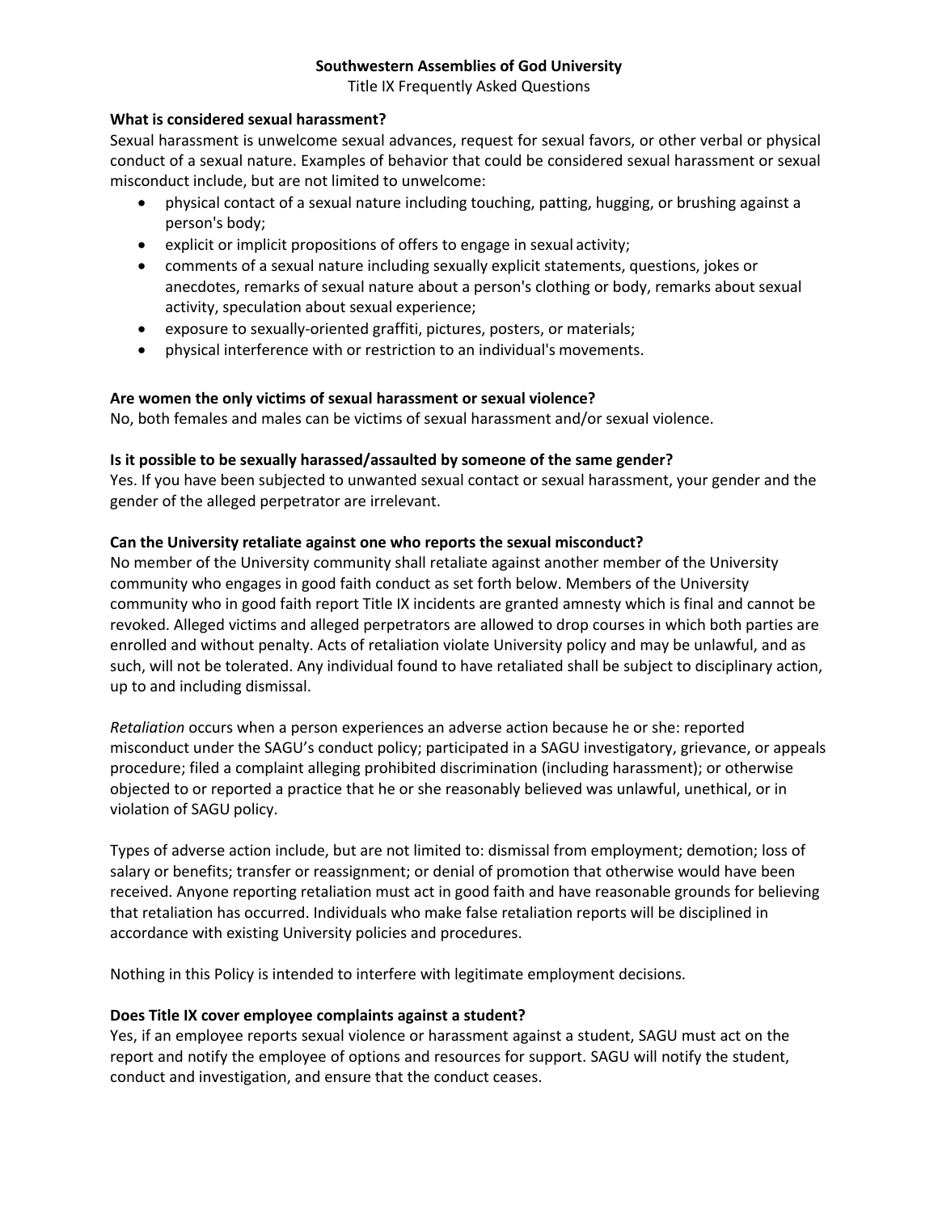**Southwestern Assemblies of God University**

Title IX Frequently Asked Questions

**What is considered sexual harassment?**

Sexual harassment is unwelcome sexual advances, request for sexual favors, or other verbal or physical conduct of a sexual nature. Examples of behavior that could be considered sexual harassment or sexual misconduct include, but are not limited to unwelcome:

- physical contact of a sexual nature including touching, patting, hugging, or brushing against a person's body;
- explicit or implicit propositions of offers to engage in sexual activity;
- comments of a sexual nature including sexually explicit statements, questions, jokes or anecdotes, remarks of sexual nature about a person's clothing or body, remarks about sexual activity, speculation about sexual experience;
- exposure to sexually-oriented graffiti, pictures, posters, or materials;
- physical interference with or restriction to an individual's movements.

**Are women the only victims of sexual harassment or sexual violence?**

No, both females and males can be victims of sexual harassment and/or sexual violence.

**Is it possible to be sexually harassed/assaulted by someone of the same gender?**

Yes. If you have been subjected to unwanted sexual contact or sexual harassment, your gender and the gender of the alleged perpetrator are irrelevant.

**Can the University retaliate against one who reports the sexual misconduct?**

No member of the University community shall retaliate against another member of the University community who engages in good faith conduct as set forth below. Members of the University community who in good faith report Title IX incidents are granted amnesty which is final and cannot be revoked. Alleged victims and alleged perpetrators are allowed to drop courses in which both parties are enrolled and without penalty. Acts of retaliation violate University policy and may be unlawful, and as such, will not be tolerated. Any individual found to have retaliated shall be subject to disciplinary action, up to and including dismissal.

*Retaliation* occurs when a person experiences an adverse action because he or she: reported misconduct under the SAGU's conduct policy; participated in a SAGU investigatory, grievance, or appeals procedure; filed a complaint alleging prohibited discrimination (including harassment); or otherwise objected to or reported a practice that he or she reasonably believed was unlawful, unethical, or in violation of SAGU policy.

Types of adverse action include, but are not limited to: dismissal from employment; demotion; loss of salary or benefits; transfer or reassignment; or denial of promotion that otherwise would have been received. Anyone reporting retaliation must act in good faith and have reasonable grounds for believing that retaliation has occurred. Individuals who make false retaliation reports will be disciplined in accordance with existing University policies and procedures.

Nothing in this Policy is intended to interfere with legitimate employment decisions.

**Does Title IX cover employee complaints against a student?**

Yes, if an employee reports sexual violence or harassment against a student, SAGU must act on the report and notify the employee of options and resources for support. SAGU will notify the student, conduct and investigation, and ensure that the conduct ceases.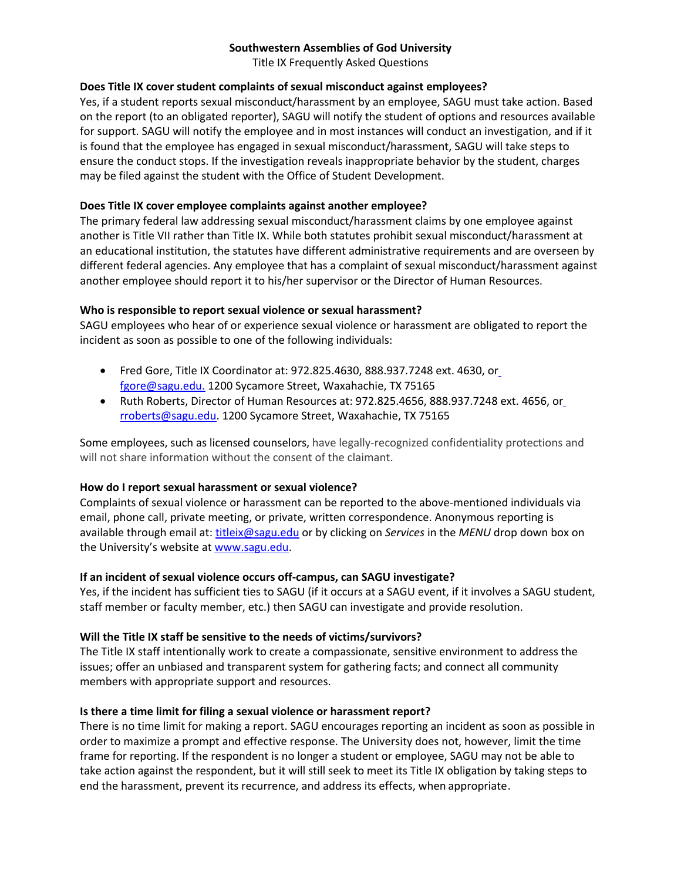**Southwestern Assemblies of God University**

Title IX Frequently Asked Questions

**Does Title IX cover student complaints of sexual misconduct against employees?**

Yes, if a student reports sexual misconduct/harassment by an employee, SAGU must take action. Based on the report (to an obligated reporter), SAGU will notify the student of options and resources available for support. SAGU will notify the employee and in most instances will conduct an investigation, and if it is found that the employee has engaged in sexual misconduct/harassment, SAGU will take steps to ensure the conduct stops. If the investigation reveals inappropriate behavior by the student, charges may be filed against the student with the Office of Student Development.

**Does Title IX cover employee complaints against another employee?**

The primary federal law addressing sexual misconduct/harassment claims by one employee against another is Title VII rather than Title IX. While both statutes prohibit sexual misconduct/harassment at an educational institution, the statutes have different administrative requirements and are overseen by different federal agencies. Any employee that has a complaint of sexual misconduct/harassment against another employee should report it to his/her supervisor or the Director of Human Resources.

**Who is responsible to report sexual violence or sexual harassment?**

SAGU employees who hear of or experience sexual violence or harassment are obligated to report the incident as soon as possible to one of the following individuals:

- Fred Gore, Title IX Coordinator at: 972.825.4630, 888.937.7248 ext. 4630, or fgore@sagu.edu. 1200 Sycamore Street, Waxahachie, TX 75165
- Ruth Roberts, Director of Human Resources at: 972.825.4656, 888.937.7248 ext. 4656, or rroberts@sagu.edu. 1200 Sycamore Street, Waxahachie, TX 75165

Some employees, such as licensed counselors, have legally-recognized confidentiality protections and will not share information without the consent of the claimant.

**How do I report sexual harassment or sexual violence?**

Complaints of sexual violence or harassment can be reported to the above-mentioned individuals via email, phone call, private meeting, or private, written correspondence. Anonymous reporting is available through email at: titleix@sagu.edu or by clicking on *Services* in the *MENU* drop down box on the University's website at www.sagu.edu.

**If an incident of sexual violence occurs off-campus, can SAGU investigate?**

Yes, if the incident has sufficient ties to SAGU (if it occurs at a SAGU event, if it involves a SAGU student, staff member or faculty member, etc.) then SAGU can investigate and provide resolution.

**Will the Title IX staff be sensitive to the needs of victims/survivors?**

The Title IX staff intentionally work to create a compassionate, sensitive environment to address the issues; offer an unbiased and transparent system for gathering facts; and connect all community members with appropriate support and resources.

**Is there a time limit for filing a sexual violence or harassment report?**

There is no time limit for making a report. SAGU encourages reporting an incident as soon as possible in order to maximize a prompt and effective response. The University does not, however, limit the time frame for reporting. If the respondent is no longer a student or employee, SAGU may not be able to take action against the respondent, but it will still seek to meet its Title IX obligation by taking steps to end the harassment, prevent its recurrence, and address its effects, when appropriate.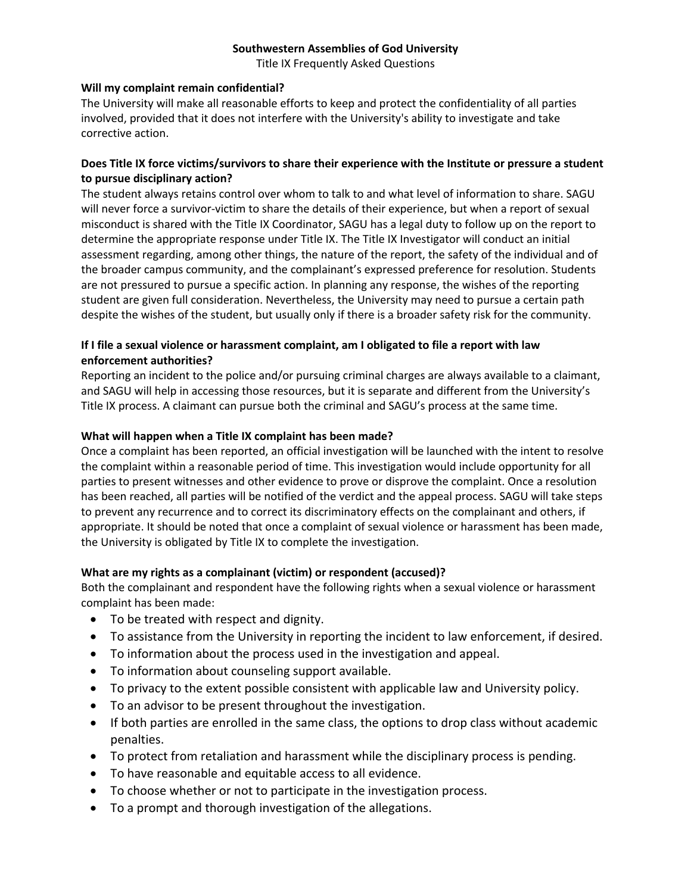**Southwestern Assemblies of God University**

Title IX Frequently Asked Questions

**Will my complaint remain confidential?**

The University will make all reasonable efforts to keep and protect the confidentiality of all parties involved, provided that it does not interfere with the University's ability to investigate and take corrective action.

**Does Title IX force victims/survivors to share their experience with the Institute or pressure a student to pursue disciplinary action?**

The student always retains control over whom to talk to and what level of information to share. SAGU will never force a survivor-victim to share the details of their experience, but when a report of sexual misconduct is shared with the Title IX Coordinator, SAGU has a legal duty to follow up on the report to determine the appropriate response under Title IX. The Title IX Investigator will conduct an initial assessment regarding, among other things, the nature of the report, the safety of the individual and of the broader campus community, and the complainant's expressed preference for resolution. Students are not pressured to pursue a specific action. In planning any response, the wishes of the reporting student are given full consideration. Nevertheless, the University may need to pursue a certain path despite the wishes of the student, but usually only if there is a broader safety risk for the community.

**If I file a sexual violence or harassment complaint, am I obligated to file a report with law enforcement authorities?**

Reporting an incident to the police and/or pursuing criminal charges are always available to a claimant, and SAGU will help in accessing those resources, but it is separate and different from the University's Title IX process. A claimant can pursue both the criminal and SAGU's process at the same time.

**What will happen when a Title IX complaint has been made?**

Once a complaint has been reported, an official investigation will be launched with the intent to resolve the complaint within a reasonable period of time. This investigation would include opportunity for all parties to present witnesses and other evidence to prove or disprove the complaint. Once a resolution has been reached, all parties will be notified of the verdict and the appeal process. SAGU will take steps to prevent any recurrence and to correct its discriminatory effects on the complainant and others, if appropriate. It should be noted that once a complaint of sexual violence or harassment has been made, the University is obligated by Title IX to complete the investigation.

**What are my rights as a complainant (victim) or respondent (accused)?**

Both the complainant and respondent have the following rights when a sexual violence or harassment complaint has been made:

- To be treated with respect and dignity.
- To assistance from the University in reporting the incident to law enforcement, if desired.
- To information about the process used in the investigation and appeal.
- To information about counseling support available.
- To privacy to the extent possible consistent with applicable law and University policy.
- To an advisor to be present throughout the investigation.
- If both parties are enrolled in the same class, the options to drop class without academic penalties.
- To protect from retaliation and harassment while the disciplinary process is pending.
- To have reasonable and equitable access to all evidence.
- To choose whether or not to participate in the investigation process.
- To a prompt and thorough investigation of the allegations.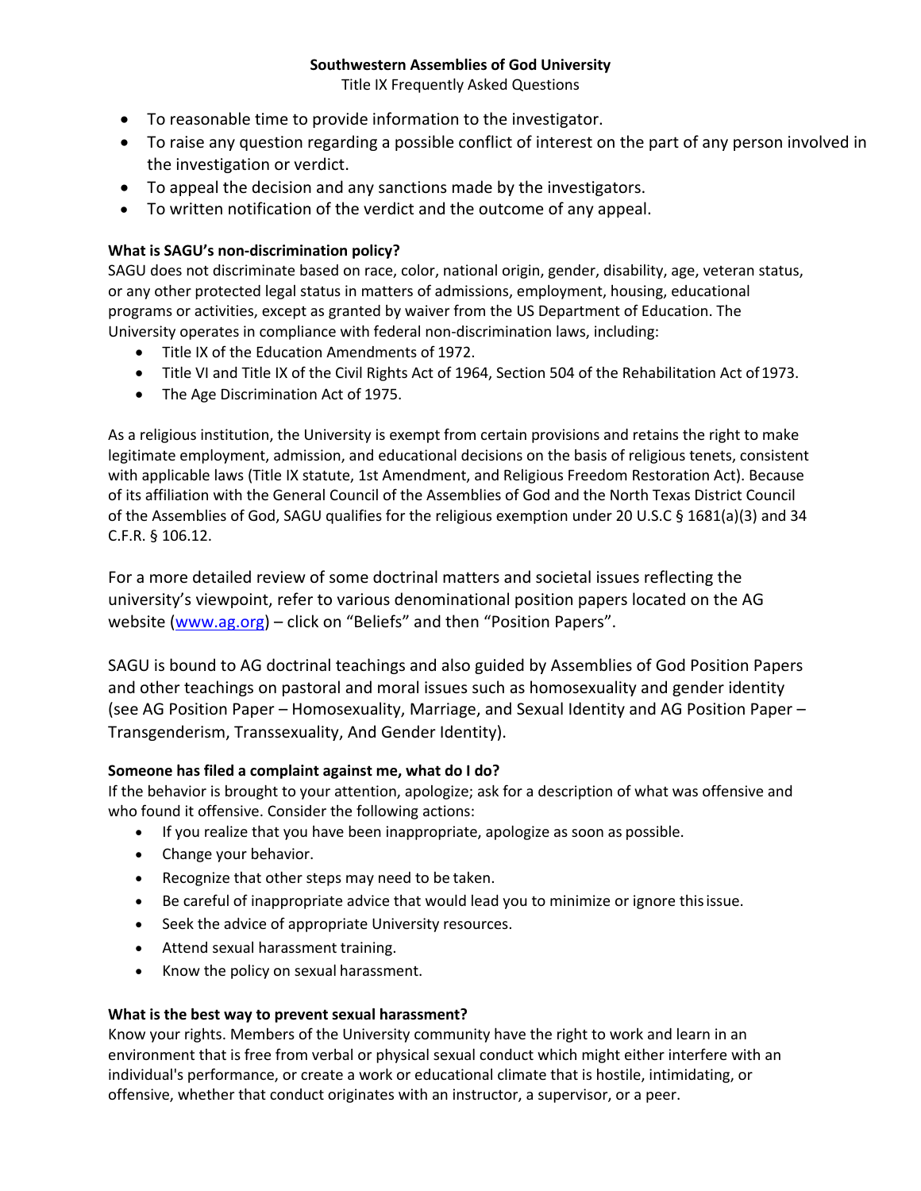- To reasonable time to provide information to the investigator.
- To raise any question regarding a possible conflict of interest on the part of any person involved in the investigation or verdict.
- To appeal the decision and any sanctions made by the investigators.
- To written notification of the verdict and the outcome of any appeal.

**What is SAGU's non-discrimination policy?**

SAGU does not discriminate based on race, color, national origin, gender, disability, age, veteran status, or any other protected legal status in matters of admissions, employment, housing, educational programs or activities, except as granted by waiver from the US Department of Education. The University operates in compliance with federal non-discrimination laws, including:

- Title IX of the Education Amendments of 1972.
- Title VI and Title IX of the Civil Rights Act of 1964, Section 504 of the Rehabilitation Act of 1973.
- The Age Discrimination Act of 1975.

As a religious institution, the University is exempt from certain provisions and retains the right to make legitimate employment, admission, and educational decisions on the basis of religious tenets, consistent with applicable laws (Title IX statute, 1st Amendment, and Religious Freedom Restoration Act). Because of its affiliation with the General Council of the Assemblies of God and the North Texas District Council of the Assemblies of God, SAGU qualifies for the religious exemption under 20 U.S.C § 1681(a)(3) and 34 C.F.R. § 106.12.

For a more detailed review of some doctrinal matters and societal issues reflecting the university's viewpoint, refer to various denominational position papers located on the AG website (www.ag.org) – click on "Beliefs" and then "Position Papers".

SAGU is bound to AG doctrinal teachings and also guided by Assemblies of God Position Papers and other teachings on pastoral and moral issues such as homosexuality and gender identity (see AG Position Paper – Homosexuality, Marriage, and Sexual Identity and AG Position Paper – Transgenderism, Transsexuality, And Gender Identity).

**Someone has filed a complaint against me, what do I do?**

If the behavior is brought to your attention, apologize; ask for a description of what was offensive and who found it offensive. Consider the following actions:

- If you realize that you have been inappropriate, apologize as soon as possible.
- Change your behavior.
- Recognize that other steps may need to be taken.
- Be careful of inappropriate advice that would lead you to minimize or ignore this issue.
- Seek the advice of appropriate University resources.
- Attend sexual harassment training.
- Know the policy on sexual harassment.

**What is the best way to prevent sexual harassment?**

Know your rights. Members of the University community have the right to work and learn in an environment that is free from verbal or physical sexual conduct which might either interfere with an individual's performance, or create a work or educational climate that is hostile, intimidating, or offensive, whether that conduct originates with an instructor, a supervisor, or a peer.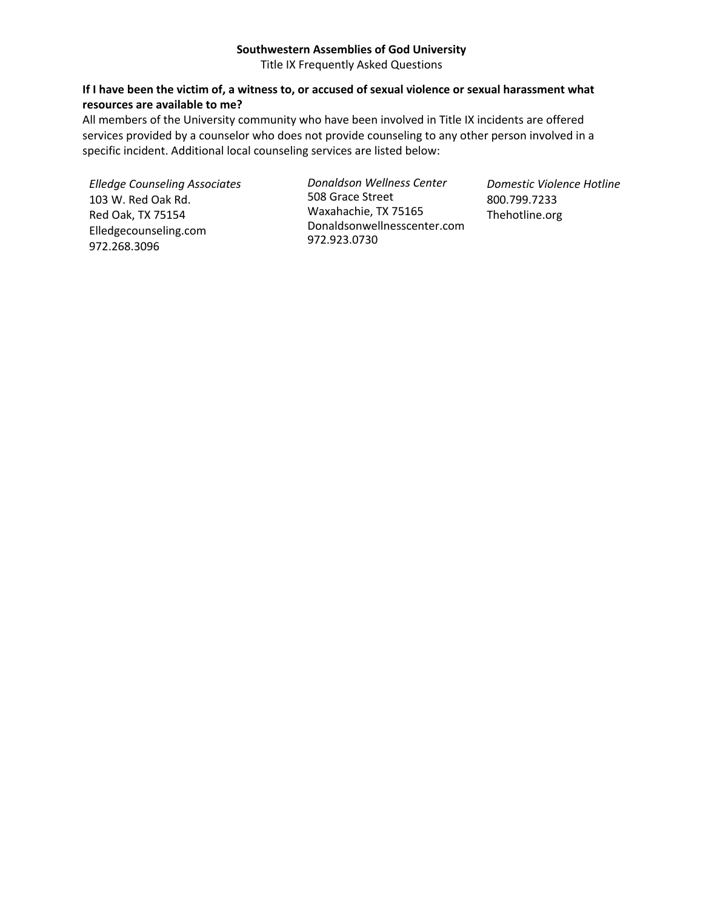**Southwestern Assemblies of God University**

Title IX Frequently Asked Questions

**If I have been the victim of, a witness to, or accused of sexual violence or sexual harassment what resources are available to me?**

All members of the University community who have been involved in Title IX incidents are offered services provided by a counselor who does not provide counseling to any other person involved in a specific incident. Additional local counseling services are listed below:

*Elledge Counseling Associates*
103 W. Red Oak Rd.
Red Oak, TX 75154
Elledgecounseling.com
972.268.3096

*Donaldson Wellness Center*
508 Grace Street
Waxahachie, TX 75165
Donaldsonwellnesscenter.com
972.923.0730

*Domestic Violence Hotline*
800.799.7233
Thehotline.org